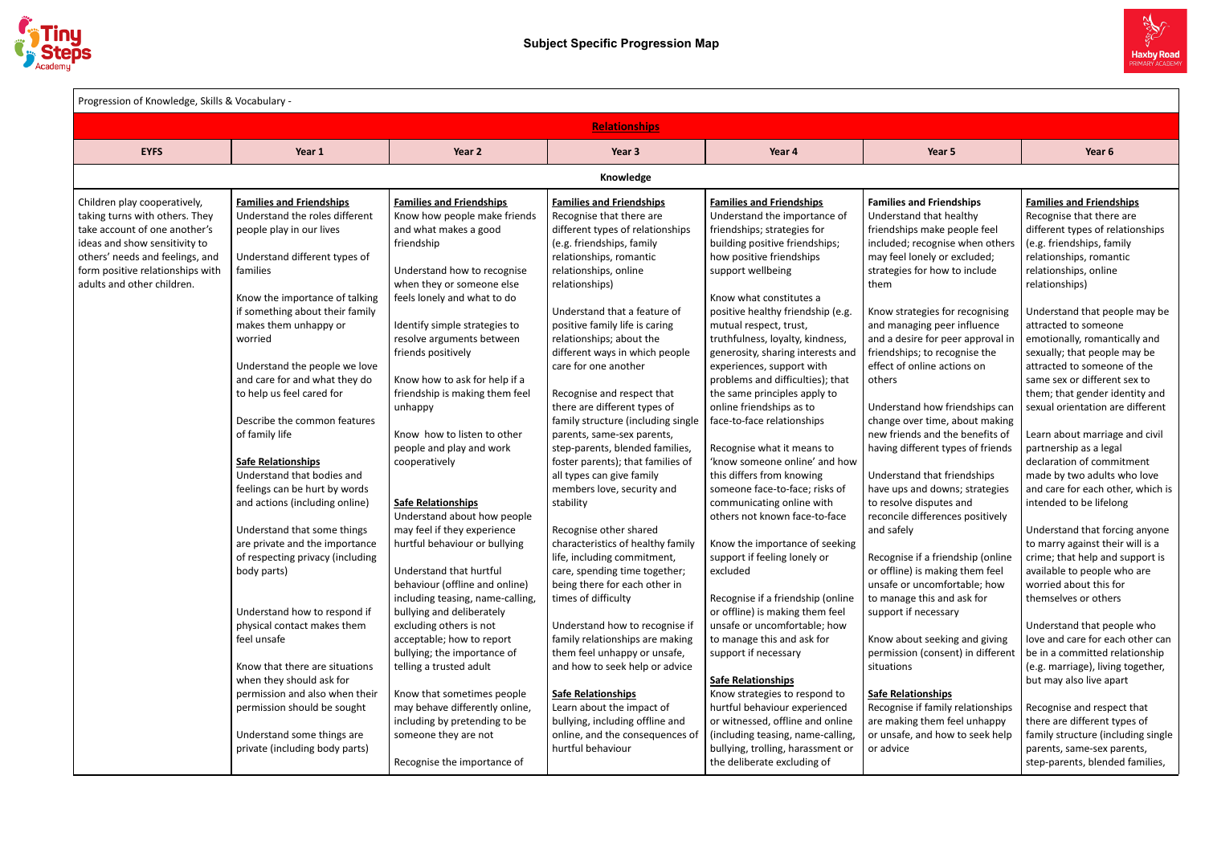## Subject Specific Progression Map

Progression of Knowledge, Skills & Vocabulary -

| Relationships | | | | | | |
|---|---|---|---|---|---|---|
| **EYFS** | **Year 1** | **Year 2** | **Year 3** | **Year 4** | **Year 5** | **Year 6** |
| **Knowledge** | | | | | | |
| Children play cooperatively, taking turns with others. They take account of one another's ideas and show sensitivity to others' needs and feelings, and form positive relationships with adults and other children. | **Families and Friendships**<br>Understand the roles different people play in our lives<br><br>Understand different types of families<br><br>Know the importance of talking if something about their family makes them unhappy or worried<br><br>Understand the people we love and care for and what they do to help us feel cared for<br><br>Describe the common features of family life<br><br>**Safe Relationships**<br>Understand that bodies and feelings can be hurt by words and actions (including online)<br><br>Understand that some things are private and the importance of respecting privacy (including body parts)<br><br>Understand how to respond if physical contact makes them feel unsafe<br><br>Know that there are situations when they should ask for permission and also when their permission should be sought<br><br>Understand some things are private (including body parts) | **Families and Friendships**<br>Know how people make friends and what makes a good friendship<br><br>Understand how to recognise when they or someone else feels lonely and what to do<br><br>Identify simple strategies to resolve arguments between friends positively<br><br>Know how to ask for help if a friendship is making them feel unhappy<br><br>Know how to listen to other people and play and work cooperatively<br><br>**Safe Relationships**<br>Understand about how people may feel if they experience hurtful behaviour or bullying<br><br>Understand that hurtful behaviour (offline and online) including teasing, name-calling, bullying and deliberately excluding others is not acceptable; how to report bullying; the importance of telling a trusted adult<br><br>Know that sometimes people may behave differently online, including by pretending to be someone they are not<br><br>Recognise the importance of | **Families and Friendships**<br>Recognise that there are different types of relationships (e.g. friendships, family relationships, romantic relationships, online relationships)<br><br>Understand that a feature of positive family life is caring relationships; about the different ways in which people care for one another<br><br>Recognise and respect that there are different types of family structure (including single parents, same-sex parents, step-parents, blended families, foster parents); that families of all types can give family members love, security and stability<br><br>Recognise other shared characteristics of healthy family life, including commitment, care, spending time together; being there for each other in times of difficulty<br><br>Understand how to recognise if family relationships are making them feel unhappy or unsafe, and how to seek help or advice<br><br>**Safe Relationships**<br>Learn about the impact of bullying, including offline and online, and the consequences of hurtful behaviour | **Families and Friendships**<br>Understand the importance of friendships; strategies for building positive friendships; how positive friendships support wellbeing<br><br>Know what constitutes a positive healthy friendship (e.g. mutual respect, trust, truthfulness, loyalty, kindness, generosity, sharing interests and experiences, support with problems and difficulties); that the same principles apply to online friendships as to face-to-face relationships<br><br>Recognise what it means to 'know someone online' and how this differs from knowing someone face-to-face; risks of communicating online with others not known face-to-face<br><br>Know the importance of seeking support if feeling lonely or excluded<br><br>Recognise if a friendship (online or offline) is making them feel unsafe or uncomfortable; how to manage this and ask for support if necessary<br><br>**Safe Relationships**<br>Know strategies to respond to hurtful behaviour experienced or witnessed, offline and online (including teasing, name-calling, bullying, trolling, harassment or the deliberate excluding of | Families and Friendships<br>Understand that healthy friendships make people feel included; recognise when others may feel lonely or excluded; strategies for how to include them<br><br>Know strategies for recognising and managing peer influence and a desire for peer approval in friendships; to recognise the effect of online actions on others<br><br>Understand how friendships can change over time, about making new friends and the benefits of having different types of friends<br><br>Understand that friendships have ups and downs; strategies to resolve disputes and reconcile differences positively and safely<br><br>Recognise if a friendship (online or offline) is making them feel unsafe or uncomfortable; how to manage this and ask for support if necessary<br><br>Know about seeking and giving permission (consent) in different situations<br><br>**Safe Relationships**<br>Recognise if family relationships are making them feel unhappy or unsafe, and how to seek help or advice | **Families and Friendships**<br>Recognise that there are different types of relationships (e.g. friendships, family relationships, romantic relationships, online relationships)<br><br>Understand that people may be attracted to someone emotionally, romantically and sexually; that people may be attracted to someone of the same sex or different sex to them; that gender identity and sexual orientation are different<br><br>Learn about marriage and civil partnership as a legal declaration of commitment made by two adults who love and care for each other, which is intended to be lifelong<br><br>Understand that forcing anyone to marry against their will is a crime; that help and support is available to people who are worried about this for themselves or others<br><br>Understand that people who love and care for each other can be in a committed relationship (e.g. marriage), living together, but may also live apart<br><br>Recognise and respect that there are different types of family structure (including single parents, same-sex parents, step-parents, blended families, |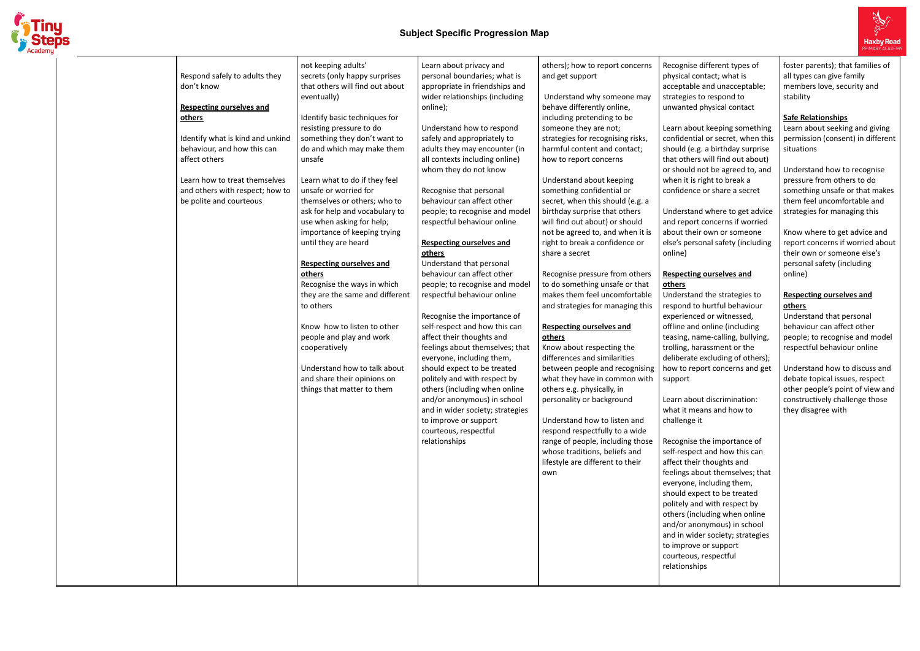## Subject Specific Progression Map

| | | | | | | |
|---|---|---|---|---|---|---|
| | Respond safely to adults they don't know<br><br>**Respecting ourselves and others**<br><br>Identify what is kind and unkind behaviour, and how this can affect others<br><br>Learn how to treat themselves and others with respect; how to be polite and courteous | not keeping adults' secrets (only happy surprises that others will find out about eventually)<br><br>Identify basic techniques for resisting pressure to do something they don't want to do and which may make them unsafe<br><br>Learn what to do if they feel unsafe or worried for themselves or others; who to ask for help and vocabulary to use when asking for help; importance of keeping trying until they are heard<br><br>**Respecting ourselves and others**<br>Recognise the ways in which they are the same and different to others<br><br>Know how to listen to other people and play and work cooperatively<br><br>Understand how to talk about and share their opinions on things that matter to them | Learn about privacy and personal boundaries; what is appropriate in friendships and wider relationships (including online);<br><br>Understand how to respond safely and appropriately to adults they may encounter (in all contexts including online) whom they do not know<br><br>Recognise that personal behaviour can affect other people; to recognise and model respectful behaviour online<br><br>**Respecting ourselves and others**<br>Understand that personal behaviour can affect other people; to recognise and model respectful behaviour online<br><br>Recognise the importance of self-respect and how this can affect their thoughts and feelings about themselves; that everyone, including them, should expect to be treated politely and with respect by others (including when online and/or anonymous) in school and in wider society; strategies to improve or support courteous, respectful relationships | others); how to report concerns and get support<br><br>Understand why someone may behave differently online, including pretending to be someone they are not; strategies for recognising risks, harmful content and contact; how to report concerns<br><br>Understand about keeping something confidential or secret, when this should (e.g. a birthday surprise that others will find out about) or should not be agreed to, and when it is right to break a confidence or share a secret<br><br>Recognise pressure from others to do something unsafe or that makes them feel uncomfortable and strategies for managing this<br><br>**Respecting ourselves and others**<br>Know about respecting the differences and similarities between people and recognising what they have in common with others e.g. physically, in personality or background<br><br>Understand how to listen and respond respectfully to a wide range of people, including those whose traditions, beliefs and lifestyle are different to their own | Recognise different types of physical contact; what is acceptable and unacceptable; strategies to respond to unwanted physical contact<br><br>Learn about keeping something confidential or secret, when this should (e.g. a birthday surprise that others will find out about) or should not be agreed to, and when it is right to break a confidence or share a secret<br><br>Understand where to get advice and report concerns if worried about their own or someone else's personal safety (including online)<br><br>**Respecting ourselves and others**<br>Understand the strategies to respond to hurtful behaviour experienced or witnessed, offline and online (including teasing, name-calling, bullying, trolling, harassment or the deliberate excluding of others); how to report concerns and get support<br><br>Learn about discrimination: what it means and how to challenge it<br><br>Recognise the importance of self-respect and how this can affect their thoughts and feelings about themselves; that everyone, including them, should expect to be treated politely and with respect by others (including when online and/or anonymous) in school and in wider society; strategies to improve or support courteous, respectful relationships | foster parents); that families of all types can give family members love, security and stability<br><br>**Safe Relationships**<br>Learn about seeking and giving permission (consent) in different situations<br><br>Understand how to recognise pressure from others to do something unsafe or that makes them feel uncomfortable and strategies for managing this<br><br>Know where to get advice and report concerns if worried about their own or someone else's personal safety (including online)<br><br>**Respecting ourselves and others**<br>Understand that personal behaviour can affect other people; to recognise and model respectful behaviour online<br><br>Understand how to discuss and debate topical issues, respect other people's point of view and constructively challenge those they disagree with |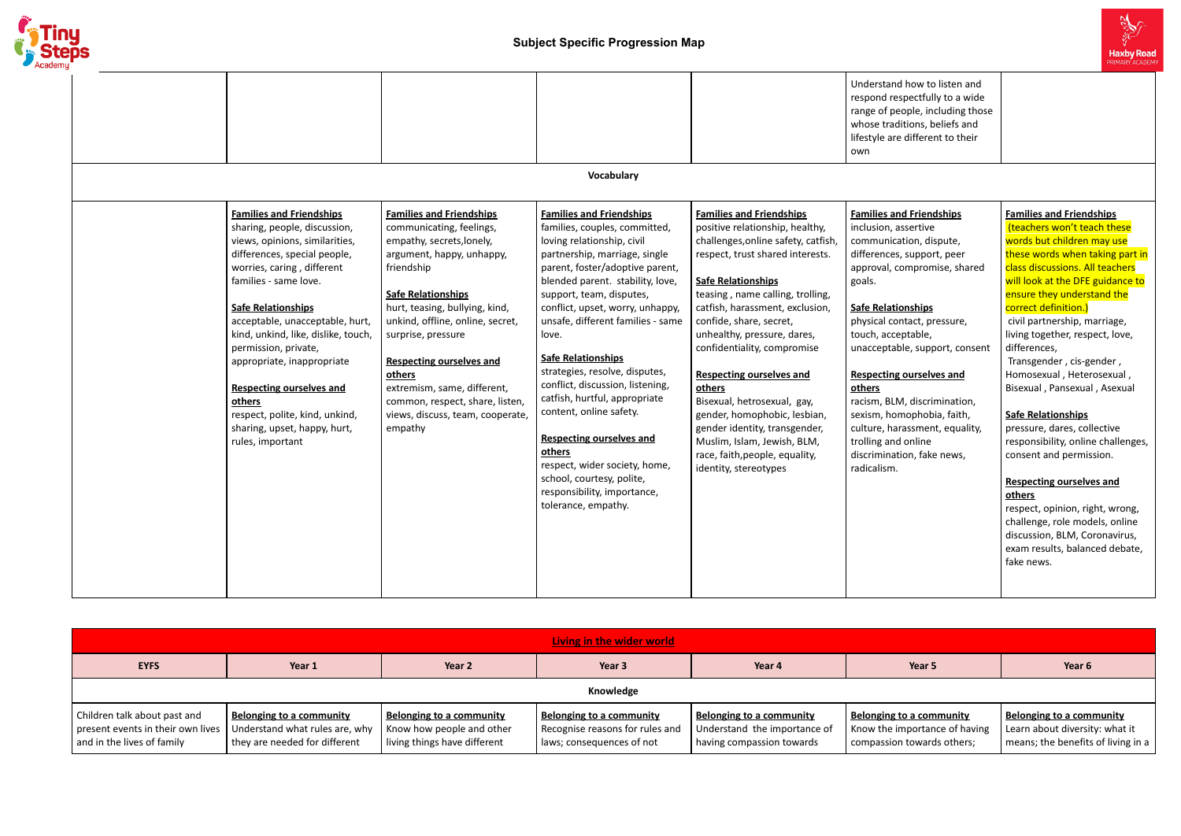## Subject Specific Progression Map

| | | | | | | |
|---|---|---|---|---|---|---|
| | | | | | Understand how to listen and respond respectfully to a wide range of people, including those whose traditions, beliefs and lifestyle are different to their own | |
| **Vocabulary** | | | | | | |
| | **Families and Friendships** sharing, people, discussion, views, opinions, similarities, differences, special people, worries, caring , different families - same love. **Safe Relationships** acceptable, unacceptable, hurt, kind, unkind, like, dislike, touch, permission, private, appropriate, inappropriate **Respecting ourselves and others** respect, polite, kind, unkind, sharing, upset, happy, hurt, rules, important | **Families and Friendships** communicating, feelings, empathy, secrets,lonely, argument, happy, unhappy, friendship **Safe Relationships** hurt, teasing, bullying, kind, unkind, offline, online, secret, surprise, pressure **Respecting ourselves and others** extremism, same, different, common, respect, share, listen, views, discuss, team, cooperate, empathy | **Families and Friendships** families, couples, committed, loving relationship, civil partnership, marriage, single parent, foster/adoptive parent, blended parent. stability, love, support, team, disputes, conflict, upset, worry, unhappy, unsafe, different families - same love. **Safe Relationships** strategies, resolve, disputes, conflict, discussion, listening, catfish, hurtful, appropriate content, online safety. **Respecting ourselves and others** respect, wider society, home, school, courtesy, polite, responsibility, importance, tolerance, empathy. | **Families and Friendships** positive relationship, healthy, challenges,online safety, catfish, respect, trust shared interests. **Safe Relationships** teasing , name calling, trolling, catfish, harassment, exclusion, confide, share, secret, unhealthy, pressure, dares, confidentiality, compromise **Respecting ourselves and others** Bisexual, hetrosexual, gay, gender, homophobic, lesbian, gender identity, transgender, Muslim, Islam, Jewish, BLM, race, faith,people, equality, identity, stereotypes | **Families and Friendships** inclusion, assertive communication, dispute, differences, support, peer approval, compromise, shared goals. **Safe Relationships** physical contact, pressure, touch, acceptable, unacceptable, support, consent **Respecting ourselves and others** racism, BLM, discrimination, sexism, homophobia, faith, culture, harassment, equality, trolling and online discrimination, fake news, radicalism. | **Families and Friendships** (teachers won't teach these words but children may use these words when taking part in class discussions. All teachers will look at the DFE guidance to ensure they understand the correct definition.) civil partnership, marriage, living together, respect, love, differences, Transgender , cis-gender , Homosexual , Heterosexual , Bisexual , Pansexual , Asexual **Safe Relationships** pressure, dares, collective responsibility, online challenges, consent and permission. **Respecting ourselves and others** respect, opinion, right, wrong, challenge, role models, online discussion, BLM, Coronavirus, exam results, balanced debate, fake news. |

| **Living in the wider world** | | | | | | |
|---|---|---|---|---|---|---|
| **EYFS** | **Year 1** | **Year 2** | **Year 3** | **Year 4** | **Year 5** | **Year 6** |
| **Knowledge** | | | | | | |
| Children talk about past and present events in their own lives and in the lives of family | **Belonging to a community** Understand what rules are, why they are needed for different | **Belonging to a community** Know how people and other living things have different | **Belonging to a community** Recognise reasons for rules and laws; consequences of not | **Belonging to a community** Understand the importance of having compassion towards | **Belonging to a community** Know the importance of having compassion towards others; | **Belonging to a community** Learn about diversity: what it means; the benefits of living in a |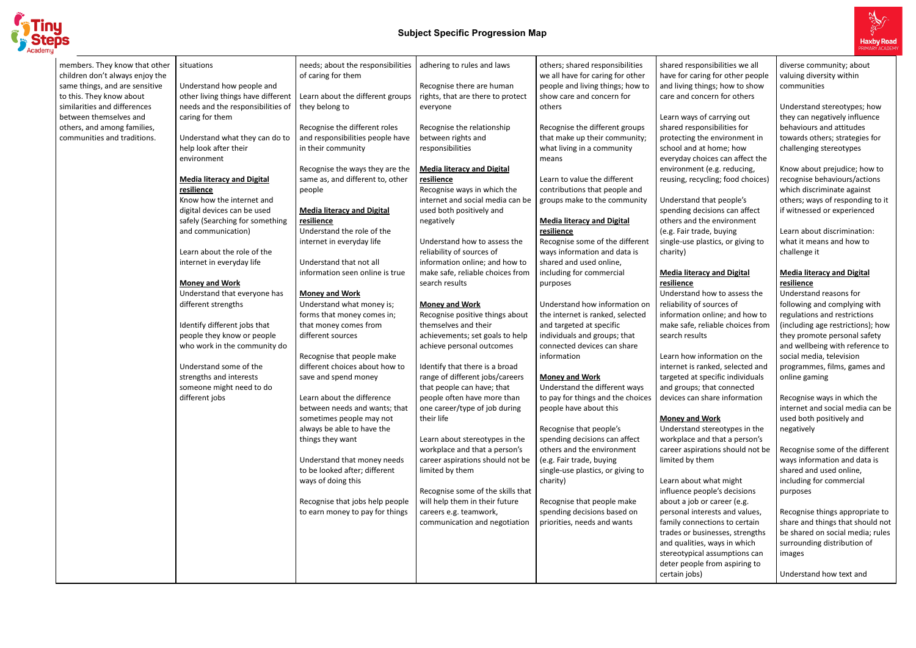## Subject Specific Progression Map

| | | | | | | |
|---|---|---|---|---|---|---|
| members. They know that other children don't always enjoy the same things, and are sensitive to this. They know about similarities and differences between themselves and others, and among families, communities and traditions. | situations<br><br>Understand how people and other living things have different needs and the responsibilities of caring for them<br><br>Understand what they can do to help look after their environment<br><br>**Media literacy and Digital resilience**<br>Know how the internet and digital devices can be used safely (Searching for something and communication)<br><br>Learn about the role of the internet in everyday life<br><br>**Money and Work**<br>Understand that everyone has different strengths<br><br>Identify different jobs that people they know or people who work in the community do<br><br>Understand some of the strengths and interests someone might need to do different jobs | needs; about the responsibilities of caring for them<br><br>Learn about the different groups they belong to<br><br>Recognise the different roles and responsibilities people have in their community<br><br>Recognise the ways they are the same as, and different to, other people<br><br>**Media literacy and Digital resilience**<br>Understand the role of the internet in everyday life<br><br>Understand that not all information seen online is true<br><br>**Money and Work**<br>Understand what money is; forms that money comes in; that money comes from different sources<br><br>Recognise that people make different choices about how to save and spend money<br><br>Learn about the difference between needs and wants; that sometimes people may not always be able to have the things they want<br><br>Understand that money needs to be looked after; different ways of doing this<br><br>Recognise that jobs help people to earn money to pay for things | adhering to rules and laws<br><br>Recognise there are human rights, that are there to protect everyone<br><br>Recognise the relationship between rights and responsibilities<br><br>**Media literacy and Digital resilience**<br>Recognise ways in which the internet and social media can be used both positively and negatively<br><br>Understand how to assess the reliability of sources of information online; and how to make safe, reliable choices from search results<br><br>**Money and Work**<br>Recognise positive things about themselves and their achievements; set goals to help achieve personal outcomes<br><br>Identify that there is a broad range of different jobs/careers that people can have; that people often have more than one career/type of job during their life<br><br>Learn about stereotypes in the workplace and that a person's career aspirations should not be limited by them<br><br>Recognise some of the skills that will help them in their future careers e.g. teamwork, communication and negotiation | others; shared responsibilities we all have for caring for other people and living things; how to show care and concern for others<br><br>Recognise the different groups that make up their community; what living in a community means<br><br>Learn to value the different contributions that people and groups make to the community<br><br>**Media literacy and Digital resilience**<br>Recognise some of the different ways information and data is shared and used online, including for commercial purposes<br><br>Understand how information on the internet is ranked, selected and targeted at specific individuals and groups; that connected devices can share information<br><br>**Money and Work**<br>Understand the different ways to pay for things and the choices people have about this<br><br>Recognise that people's spending decisions can affect others and the environment (e.g. Fair trade, buying single-use plastics, or giving to charity)<br><br>Recognise that people make spending decisions based on priorities, needs and wants | shared responsibilities we all have for caring for other people and living things; how to show care and concern for others<br><br>Learn ways of carrying out shared responsibilities for protecting the environment in school and at home; how everyday choices can affect the environment (e.g. reducing, reusing, recycling; food choices)<br><br>Understand that people's spending decisions can affect others and the environment (e.g. Fair trade, buying single-use plastics, or giving to charity)<br><br>**Media literacy and Digital resilience**<br>Understand how to assess the reliability of sources of information online; and how to make safe, reliable choices from search results<br><br>Learn how information on the internet is ranked, selected and targeted at specific individuals and groups; that connected devices can share information<br><br>**Money and Work**<br>Understand stereotypes in the workplace and that a person's career aspirations should not be limited by them<br><br>Learn about what might influence people's decisions about a job or career (e.g. personal interests and values, family connections to certain trades or businesses, strengths and qualities, ways in which stereotypical assumptions can deter people from aspiring to certain jobs) | diverse community; about valuing diversity within communities<br><br>Understand stereotypes; how they can negatively influence behaviours and attitudes towards others; strategies for challenging stereotypes<br><br>Know about prejudice; how to recognise behaviours/actions which discriminate against others; ways of responding to it if witnessed or experienced<br><br>Learn about discrimination: what it means and how to challenge it<br><br>**Media literacy and Digital resilience**<br>Understand reasons for following and complying with regulations and restrictions (including age restrictions); how they promote personal safety and wellbeing with reference to social media, television programmes, films, games and online gaming<br><br>Recognise ways in which the internet and social media can be used both positively and negatively<br><br>Recognise some of the different ways information and data is shared and used online, including for commercial purposes<br><br>Recognise things appropriate to share and things that should not be shared on social media; rules surrounding distribution of images<br><br>Understand how text and |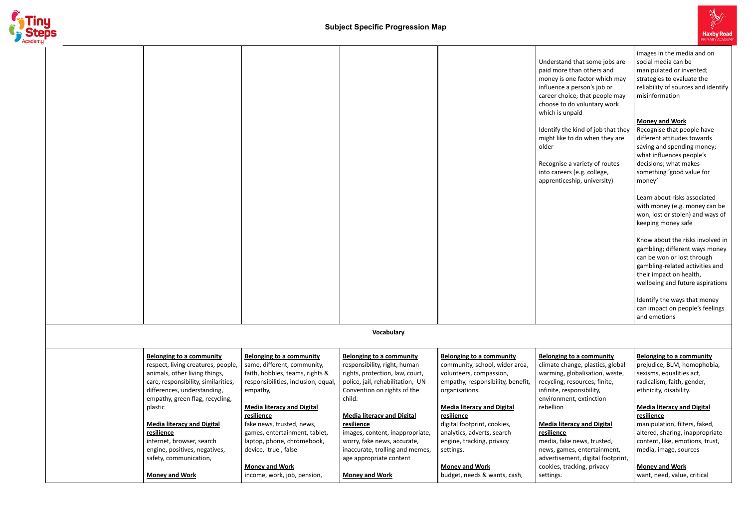## Subject Specific Progression Map

| | | | | | | |
|---|---|---|---|---|---|---|
| | | | | | Understand that some jobs are paid more than others and money is one factor which may influence a person's job or career choice; that people may choose to do voluntary work which is unpaid<br><br>Identify the kind of job that they might like to do when they are older<br><br>Recognise a variety of routes into careers (e.g. college, apprenticeship, university) | images in the media and on social media can be manipulated or invented; strategies to evaluate the reliability of sources and identify misinformation<br><br>**Money and Work**<br>Recognise that people have different attitudes towards saving and spending money; what influences people's decisions; what makes something 'good value for money'<br><br>Learn about risks associated with money (e.g. money can be won, lost or stolen) and ways of keeping money safe<br><br>Know about the risks involved in gambling; different ways money can be won or lost through gambling-related activities and their impact on health, wellbeing and future aspirations<br><br>Identify the ways that money can impact on people's feelings and emotions |
| **Vocabulary** | | | | | | |
| | **Belonging to a community**<br>respect, living creatures, people, animals, other living things, care, responsibility, similarities, differences, understanding, empathy, green flag, recycling, plastic<br><br>**Media literacy and Digital resilience**<br>internet, browser, search engine, positives, negatives, safety, communication,<br><br>**Money and Work** | **Belonging to a community**<br>same, different, community, faith, hobbies, teams, rights & responsibilities, inclusion, equal, empathy,<br><br>**Media literacy and Digital resilience**<br>fake news, trusted, news, games, entertainment, tablet, laptop, phone, chromebook, device, true , false<br><br>**Money and Work**<br>income, work, job, pension, | **Belonging to a community**<br>responsibility, right, human rights, protection, law, court, police, jail, rehabilitation, UN Convention on rights of the child.<br><br>**Media literacy and Digital resilience**<br>images, content, inappropriate, worry, fake news, accurate, inaccurate, trolling and memes, age appropriate content<br><br>**Money and Work** | **Belonging to a community**<br>community, school, wider area, volunteers, compassion, empathy, responsibility, benefit, organisations.<br><br>**Media literacy and Digital resilience**<br>digital footprint, cookies, analytics, adverts, search engine, tracking, privacy settings.<br><br>**Money and Work**<br>budget, needs & wants, cash, | **Belonging to a community**<br>climate change, plastics, global warming, globalisation, waste, recycling, resources, finite, infinite, responsibility, environment, extinction rebellion<br><br>**Media literacy and Digital resilience**<br>media, fake news, trusted, news, games, entertainment, advertisement, digital footprint, cookies, tracking, privacy settings. | **Belonging to a community**<br>prejudice, BLM, homophobia, sexisms, equalities act, radicalism, faith, gender, ethnicity, disability.<br><br>**Media literacy and Digital resilience**<br>manipulation, filters, faked, altered, sharing, inappropriate content, like, emotions, trust, media, image, sources<br><br>**Money and Work**<br>want, need, value, critical |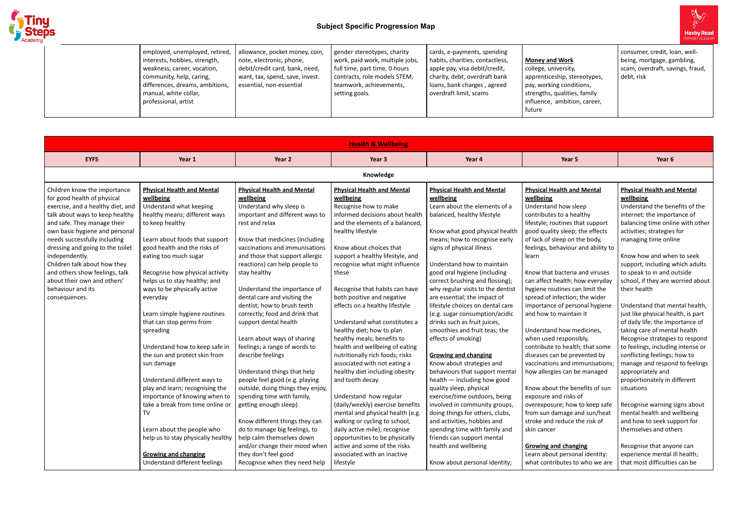## Subject Specific Progression Map

| | | | | | | |
|---|---|---|---|---|---|---|
| | employed, unemployed, retired, interests, hobbies, strength, weakness, career, vocation, community, help, caring, differences, dreams, ambitions, manual, white collar, professional, artist | allowance, pocket money, coin, note, electronic, phone, debit/credit card, bank, need, want, tax, spend, save, invest. essential, non-essential | gender stereotypes, charity work, paid work, multiple jobs, full time, part time, 0 hours contracts, role models STEM, teamwork, achievements, setting goals. | cards, e-payments, spending habits, charities, contactless, apple pay, visa debit/credit, charity, debt, overdraft bank loans, bank charges , agreed overdraft limit, scams | **Money and Work** college, university, apprenticeship, stereotypes, pay, working conditions, strengths, qualities, family influence, ambition, career, future | consumer, credit, loan, well-being, mortgage, gambling, scam, overdraft, savings, fraud, debt, risk |

| **Health & Wellbeing** | | | | | | |
|---|---|---|---|---|---|---|
| **EYFS** | **Year 1** | **Year 2** | **Year 3** | **Year 4** | **Year 5** | **Year 6** |
| **Knowledge** | | | | | | |
| Children know the importance for good health of physical exercise, and a healthy diet, and talk about ways to keep healthy and safe. They manage their own basic hygiene and personal needs successfully including dressing and going to the toilet independently.<br>Children talk about how they and others show feelings, talk about their own and others' behaviour and its consequences. | **Physical Health and Mental wellbeing**<br>Understand what keeping healthy means; different ways to keep healthy<br><br>Learn about foods that support good health and the risks of eating too much sugar<br><br>Recognise how physical activity helps us to stay healthy; and ways to be physically active everyday<br><br>Learn simple hygiene routines that can stop germs from spreading<br><br>Understand how to keep safe in the sun and protect skin from sun damage<br><br>Understand different ways to play and learn; recognising the importance of knowing when to take a break from time online or TV<br><br>Learn about the people who help us to stay physically healthy<br><br>**Growing and changing**<br>Understand different feelings | **Physical Health and Mental wellbeing**<br>Understand why sleep is important and different ways to rest and relax<br><br>Know that medicines (including vaccinations and immunisations and those that support allergic reactions) can help people to stay healthy<br><br>Understand the importance of dental care and visiting the dentist; how to brush teeth correctly; food and drink that support dental health<br><br>Learn about ways of sharing feelings; a range of words to describe feelings<br><br>Understand things that help people feel good (e.g. playing outside, doing things they enjoy, spending time with family, getting enough sleep)<br><br>Know different things they can do to manage big feelings, to help calm themselves down and/or change their mood when they don't feel good<br>Recognise when they need help | **Physical Health and Mental wellbeing**<br>Recognise how to make informed decisions about health and the elements of a balanced, healthy lifestyle<br><br>Know about choices that support a healthy lifestyle, and recognise what might influence these<br><br>Recognise that habits can have both positive and negative effects on a healthy lifestyle<br><br>Understand what constitutes a healthy diet; how to plan healthy meals; benefits to health and wellbeing of eating nutritionally rich foods; risks associated with not eating a healthy diet including obesity and tooth decay.<br><br>Understand how regular (daily/weekly) exercise benefits mental and physical health (e.g. walking or cycling to school, daily active mile); recognise opportunities to be physically active and some of the risks associated with an inactive lifestyle | **Physical Health and Mental wellbeing**<br>Learn about the elements of a balanced, healthy lifestyle<br><br>Know what good physical health means; how to recognise early signs of physical illness<br><br>Understand how to maintain good oral hygiene (including correct brushing and flossing); why regular visits to the dentist are essential; the impact of lifestyle choices on dental care (e.g. sugar consumption/acidic drinks such as fruit juices, smoothies and fruit teas; the effects of smoking)<br><br>**Growing and changing**<br>Know about strategies and behaviours that support mental health — including how good quality sleep, physical exercise/time outdoors, being involved in community groups, doing things for others, clubs, and activities, hobbies and spending time with family and friends can support mental health and wellbeing<br><br>Know about personal identity; | **Physical Health and Mental wellbeing**<br>Understand how sleep contributes to a healthy lifestyle; routines that support good quality sleep; the effects of lack of sleep on the body, feelings, behaviour and ability to learn<br><br>Know that bacteria and viruses can affect health; how everyday hygiene routines can limit the spread of infection; the wider importance of personal hygiene and how to maintain it<br><br>Understand how medicines, when used responsibly, contribute to health; that some diseases can be prevented by vaccinations and immunisations; how allergies can be managed<br><br>Know about the benefits of sun exposure and risks of overexposure; how to keep safe from sun damage and sun/heat stroke and reduce the risk of skin cancer<br><br>**Growing and changing**<br>Learn about personal identity: what contributes to who we are | **Physical Health and Mental wellbeing**<br>Understand the benefits of the internet; the importance of balancing time online with other activities; strategies for managing time online<br><br>Know how and when to seek support, including which adults to speak to in and outside school, if they are worried about their health<br><br>Understand that mental health, just like physical health, is part of daily life; the importance of taking care of mental health<br>Recognise strategies to respond to feelings, including intense or conflicting feelings; how to manage and respond to feelings appropriately and proportionately in different situations<br><br>Recognise warning signs about mental health and wellbeing and how to seek support for themselves and others<br><br>Recognise that anyone can experience mental ill health; that most difficulties can be |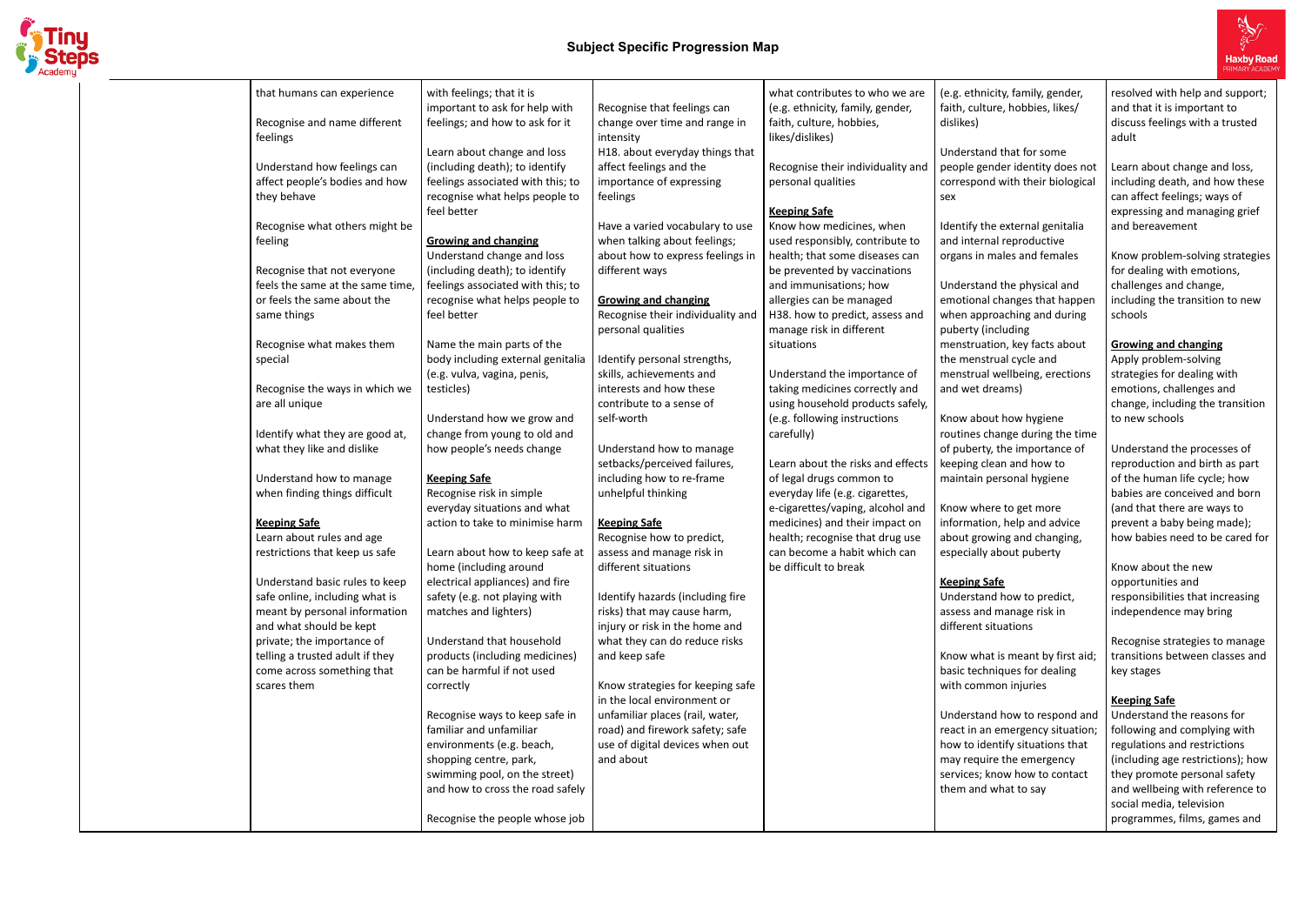## Subject Specific Progression Map

| | | | | | | |
|---|---|---|---|---|---|---|
| | that humans can experience<br><br>Recognise and name different feelings<br><br>Understand how feelings can affect people's bodies and how they behave<br><br>Recognise what others might be feeling<br><br>Recognise that not everyone feels the same at the same time, or feels the same about the same things<br><br>Recognise what makes them special<br><br>Recognise the ways in which we are all unique<br><br>Identify what they are good at, what they like and dislike<br><br>Understand how to manage when finding things difficult<br><br>**Keeping Safe**<br>Learn about rules and age restrictions that keep us safe<br><br>Understand basic rules to keep safe online, including what is meant by personal information and what should be kept private; the importance of telling a trusted adult if they come across something that scares them | with feelings; that it is important to ask for help with feelings; and how to ask for it<br><br>Learn about change and loss (including death); to identify feelings associated with this; to recognise what helps people to feel better<br><br>**Growing and changing**<br>Understand change and loss (including death); to identify feelings associated with this; to recognise what helps people to feel better<br><br>Name the main parts of the body including external genitalia (e.g. vulva, vagina, penis, testicles)<br><br>Understand how we grow and change from young to old and how people's needs change<br><br>**Keeping Safe**<br>Recognise risk in simple everyday situations and what action to take to minimise harm<br><br>Learn about how to keep safe at home (including around electrical appliances) and fire safety (e.g. not playing with matches and lighters)<br><br>Understand that household products (including medicines) can be harmful if not used correctly<br><br>Recognise ways to keep safe in familiar and unfamiliar environments (e.g. beach, shopping centre, park, swimming pool, on the street) and how to cross the road safely<br><br>Recognise the people whose job | Recognise that feelings can change over time and range in intensity<br>H18. about everyday things that affect feelings and the importance of expressing feelings<br><br>Have a varied vocabulary to use when talking about feelings; about how to express feelings in different ways<br><br>**Growing and changing**<br>Recognise their individuality and personal qualities<br><br>Identify personal strengths, skills, achievements and interests and how these contribute to a sense of self-worth<br><br>Understand how to manage setbacks/perceived failures, including how to re-frame unhelpful thinking<br><br>**Keeping Safe**<br>Recognise how to predict, assess and manage risk in different situations<br><br>Identify hazards (including fire risks) that may cause harm, injury or risk in the home and what they can do reduce risks and keep safe<br><br>Know strategies for keeping safe in the local environment or unfamiliar places (rail, water, road) and firework safety; safe use of digital devices when out and about | what contributes to who we are (e.g. ethnicity, family, gender, faith, culture, hobbies, likes/dislikes)<br><br>Recognise their individuality and personal qualities<br><br>**Keeping Safe**<br>Know how medicines, when used responsibly, contribute to health; that some diseases can be prevented by vaccinations and immunisations; how allergies can be managed<br>H38. how to predict, assess and manage risk in different situations<br><br>Understand the importance of taking medicines correctly and using household products safely, (e.g. following instructions carefully)<br><br>Learn about the risks and effects of legal drugs common to everyday life (e.g. cigarettes, e-cigarettes/vaping, alcohol and medicines) and their impact on health; recognise that drug use can become a habit which can be difficult to break | (e.g. ethnicity, family, gender, faith, culture, hobbies, likes/dislikes)<br><br>Understand that for some people gender identity does not correspond with their biological sex<br><br>Identify the external genitalia and internal reproductive organs in males and females<br><br>Understand the physical and emotional changes that happen when approaching and during puberty (including menstruation, key facts about the menstrual cycle and menstrual wellbeing, erections and wet dreams)<br><br>Know about how hygiene routines change during the time of puberty, the importance of keeping clean and how to maintain personal hygiene<br><br>Know where to get more information, help and advice about growing and changing, especially about puberty<br><br>**Keeping Safe**<br>Understand how to predict, assess and manage risk in different situations<br><br>Know what is meant by first aid; basic techniques for dealing with common injuries<br><br>Understand how to respond and react in an emergency situation; how to identify situations that may require the emergency services; know how to contact them and what to say | resolved with help and support; and that it is important to discuss feelings with a trusted adult<br><br>Learn about change and loss, including death, and how these can affect feelings; ways of expressing and managing grief and bereavement<br><br>Know problem-solving strategies for dealing with emotions, challenges and change, including the transition to new schools<br><br>**Growing and changing**<br>Apply problem-solving strategies for dealing with emotions, challenges and change, including the transition to new schools<br><br>Understand the processes of reproduction and birth as part of the human life cycle; how babies are conceived and born (and that there are ways to prevent a baby being made); how babies need to be cared for<br><br>Know about the new opportunities and responsibilities that increasing independence may bring<br><br>Recognise strategies to manage transitions between classes and key stages<br><br>**Keeping Safe**<br>Understand the reasons for following and complying with regulations and restrictions (including age restrictions); how they promote personal safety and wellbeing with reference to social media, television programmes, films, games and |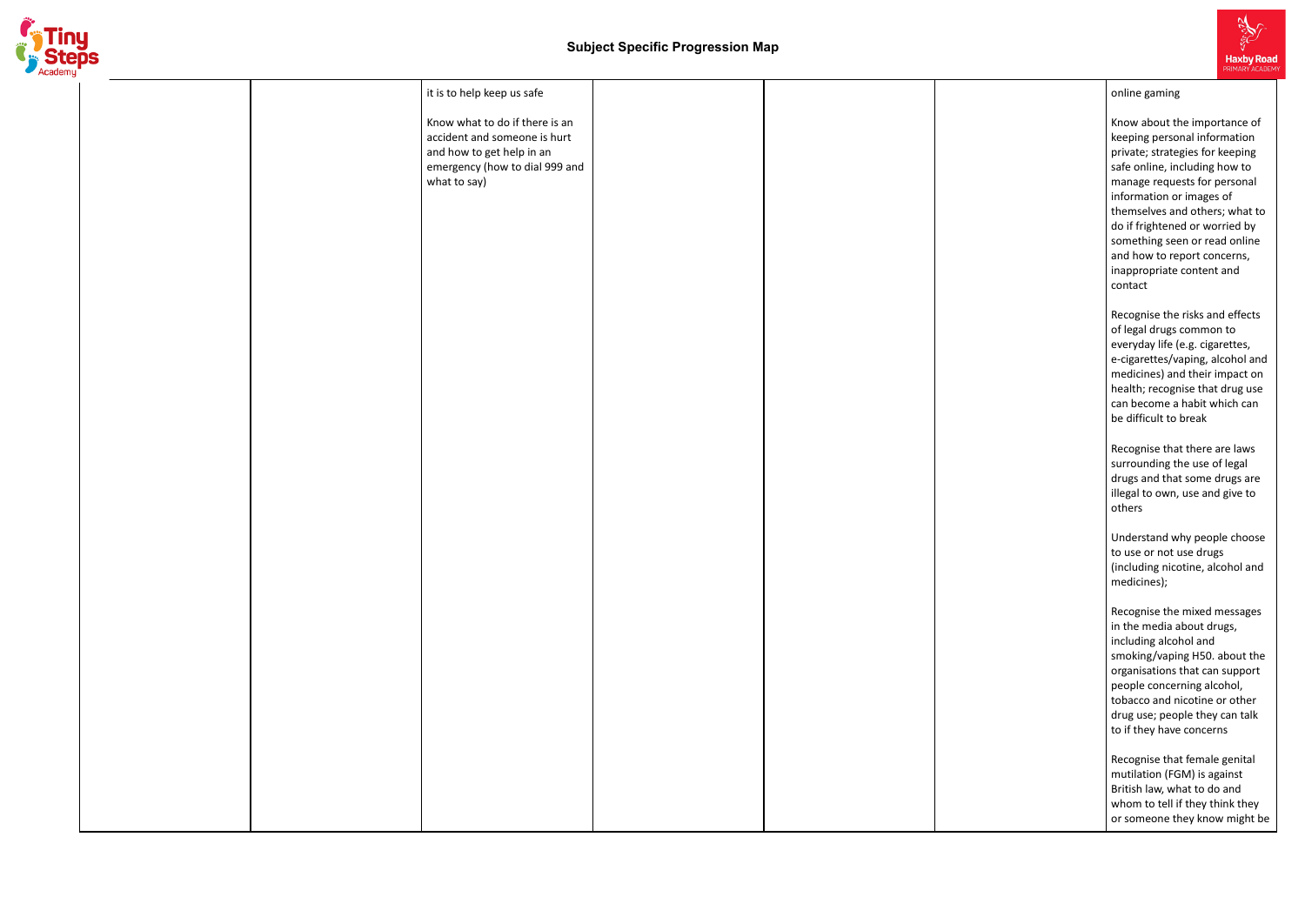## Subject Specific Progression Map

| | | | | | | |
|---|---|---|---|---|---|---|
| | | it is to help keep us safe<br><br>Know what to do if there is an accident and someone is hurt and how to get help in an emergency (how to dial 999 and what to say) | | | | online gaming<br><br>Know about the importance of keeping personal information private; strategies for keeping safe online, including how to manage requests for personal information or images of themselves and others; what to do if frightened or worried by something seen or read online and how to report concerns, inappropriate content and contact<br><br>Recognise the risks and effects of legal drugs common to everyday life (e.g. cigarettes, e-cigarettes/vaping, alcohol and medicines) and their impact on health; recognise that drug use can become a habit which can be difficult to break<br><br>Recognise that there are laws surrounding the use of legal drugs and that some drugs are illegal to own, use and give to others<br><br>Understand why people choose to use or not use drugs (including nicotine, alcohol and medicines);<br><br>Recognise the mixed messages in the media about drugs, including alcohol and smoking/vaping H50. about the organisations that can support people concerning alcohol, tobacco and nicotine or other drug use; people they can talk to if they have concerns<br><br>Recognise that female genital mutilation (FGM) is against British law, what to do and whom to tell if they think they or someone they know might be |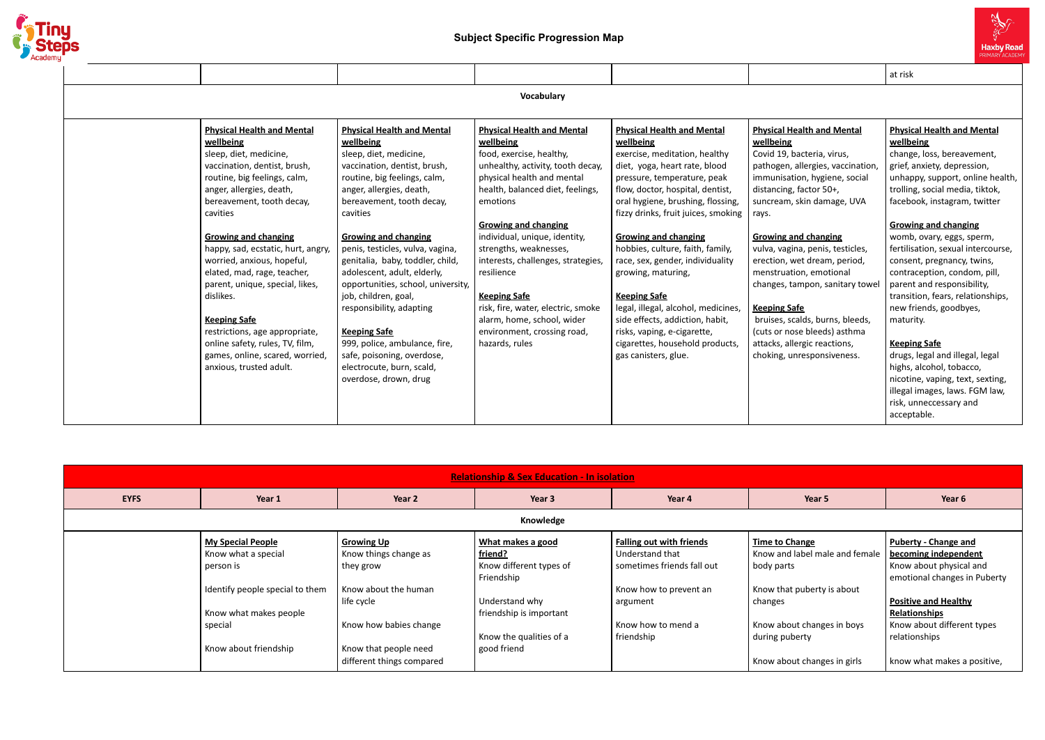## Subject Specific Progression Map

| | | | | | | |
|---|---|---|---|---|---|---|
| | | | | | | at risk |
| **Vocabulary** | | | | | | |
| | **Physical Health and Mental wellbeing**<br>sleep, diet, medicine, vaccination, dentist, brush, routine, big feelings, calm, anger, allergies, death, bereavement, tooth decay, cavities<br><br>**Growing and changing**<br>happy, sad, ecstatic, hurt, angry, worried, anxious, hopeful, elated, mad, rage, teacher, parent, unique, special, likes, dislikes.<br><br>**Keeping Safe**<br>restrictions, age appropriate, online safety, rules, TV, film, games, online, scared, worried, anxious, trusted adult. | **Physical Health and Mental wellbeing**<br>sleep, diet, medicine, vaccination, dentist, brush, routine, big feelings, calm, anger, allergies, death, bereavement, tooth decay, cavities<br><br>**Growing and changing**<br>penis, testicles, vulva, vagina, genitalia, baby, toddler, child, adolescent, adult, elderly, opportunities, school, university, job, children, goal, responsibility, adapting<br><br>**Keeping Safe**<br>999, police, ambulance, fire, safe, poisoning, overdose, electrocute, burn, scald, overdose, drown, drug | **Physical Health and Mental wellbeing**<br>food, exercise, healthy, unhealthy, activity, tooth decay, physical health and mental health, balanced diet, feelings, emotions<br><br>**Growing and changing**<br>individual, unique, identity, strengths, weaknesses, interests, challenges, strategies, resilience<br><br>**Keeping Safe**<br>risk, fire, water, electric, smoke alarm, home, school, wider environment, crossing road, hazards, rules | **Physical Health and Mental wellbeing**<br>exercise, meditation, healthy diet, yoga, heart rate, blood pressure, temperature, peak flow, doctor, hospital, dentist, oral hygiene, brushing, flossing, fizzy drinks, fruit juices, smoking<br><br>**Growing and changing**<br>hobbies, culture, faith, family, race, sex, gender, individuality growing, maturing,<br><br>**Keeping Safe**<br>legal, illegal, alcohol, medicines, side effects, addiction, habit, risks, vaping, e-cigarette, cigarettes, household products, gas canisters, glue. | **Physical Health and Mental wellbeing**<br>Covid 19, bacteria, virus, pathogen, allergies, vaccination, immunisation, hygiene, social distancing, factor 50+, suncream, skin damage, UVA rays.<br><br>**Growing and changing**<br>vulva, vagina, penis, testicles, erection, wet dream, period, menstruation, emotional changes, tampon, sanitary towel<br><br>**Keeping Safe**<br>bruises, scalds, burns, bleeds, (cuts or nose bleeds) asthma attacks, allergic reactions, choking, unresponsiveness. | **Physical Health and Mental wellbeing**<br>change, loss, bereavement, grief, anxiety, depression, unhappy, support, online health, trolling, social media, tiktok, facebook, instagram, twitter<br><br>**Growing and changing**<br>womb, ovary, eggs, sperm, fertilisation, sexual intercourse, consent, pregnancy, twins, contraception, condom, pill, parent and responsibility, transition, fears, relationships, new friends, goodbyes, maturity.<br><br>**Keeping Safe**<br>drugs, legal and illegal, legal highs, alcohol, tobacco, nicotine, vaping, text, sexting, illegal images, laws. FGM law, risk, unneccessary and acceptable. |

| **Relationship & Sex Education - In isolation** | | | | | | |
|---|---|---|---|---|---|---|
| **EYFS** | **Year 1** | **Year 2** | **Year 3** | **Year 4** | **Year 5** | **Year 6** |
| **Knowledge** | | | | | | |
| | **My Special People**<br>Know what a special person is<br><br>Identify people special to them<br><br>Know what makes people special<br><br>Know about friendship | **Growing Up**<br>Know things change as they grow<br><br>Know about the human life cycle<br><br>Know how babies change<br><br>Know that people need different things compared | **What makes a good friend?**<br>Know different types of Friendship<br><br>Understand why friendship is important<br><br>Know the qualities of a good friend | **Falling out with friends**<br>Understand that sometimes friends fall out<br><br>Know how to prevent an argument<br><br>Know how to mend a friendship | **Time to Change**<br>Know and label male and female body parts<br><br>Know that puberty is about changes<br><br>Know about changes in boys during puberty<br><br>Know about changes in girls | **Puberty - Change and becoming independent**<br>Know about physical and emotional changes in Puberty<br><br>**Positive and Healthy Relationships**<br>Know about different types relationships<br><br>know what makes a positive, |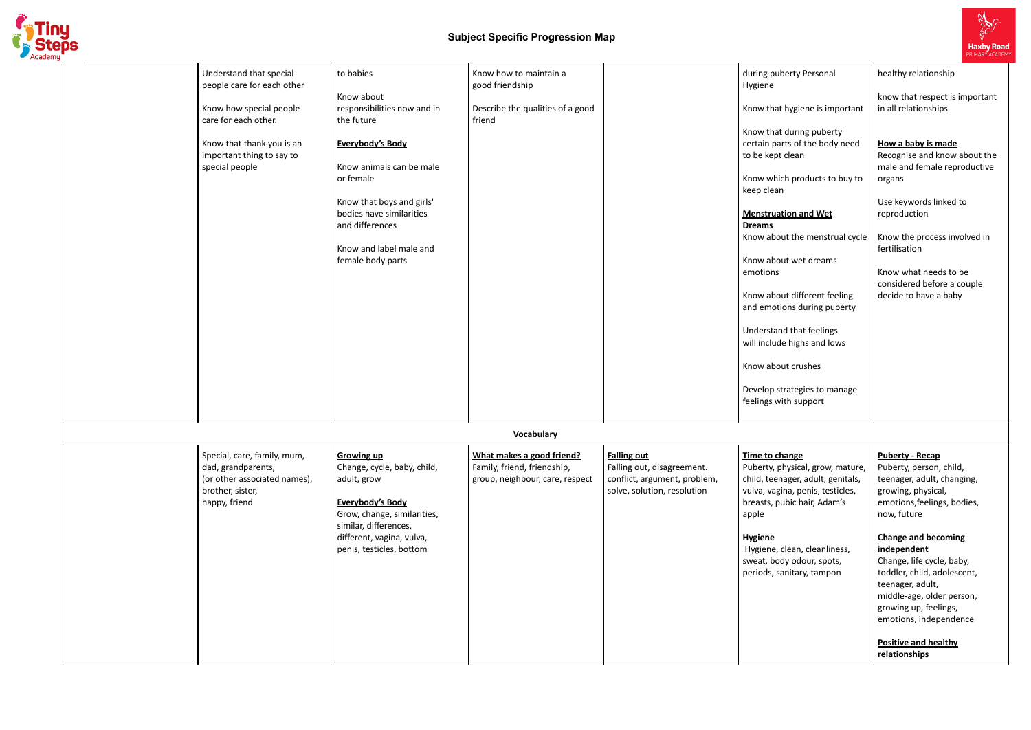## Subject Specific Progression Map

| | | | | | | |
|---|---|---|---|---|---|---|
| | Understand that special people care for each other<br><br>Know how special people care for each other.<br><br>Know that thank you is an important thing to say to special people | to babies<br><br>Know about responsibilities now and in the future<br><br>**Everybody's Body**<br><br>Know animals can be male or female<br><br>Know that boys and girls' bodies have similarities and differences<br><br>Know and label male and female body parts | Know how to maintain a good friendship<br><br>Describe the qualities of a good friend | | during puberty Personal Hygiene<br><br>Know that hygiene is important<br><br>Know that during puberty certain parts of the body need to be kept clean<br><br>Know which products to buy to keep clean<br><br>**Menstruation and Wet Dreams**<br>Know about the menstrual cycle<br><br>Know about wet dreams emotions<br><br>Know about different feeling and emotions during puberty<br><br>Understand that feelings will include highs and lows<br><br>Know about crushes<br><br>Develop strategies to manage feelings with support | healthy relationship<br><br>know that respect is important in all relationships<br><br>**How a baby is made**<br>Recognise and know about the male and female reproductive organs<br><br>Use keywords linked to reproduction<br><br>Know the process involved in fertilisation<br><br>Know what needs to be considered before a couple decide to have a baby |
| **Vocabulary** | | | | | | |
| | Special, care, family, mum, dad, grandparents, (or other associated names), brother, sister, happy, friend | **Growing up**<br>Change, cycle, baby, child, adult, grow<br><br>**Everybody's Body**<br>Grow, change, similarities, similar, differences, different, vagina, vulva, penis, testicles, bottom | **What makes a good friend?**<br>Family, friend, friendship, group, neighbour, care, respect | **Falling out**<br>Falling out, disagreement. conflict, argument, problem, solve, solution, resolution | **Time to change**<br>Puberty, physical, grow, mature, child, teenager, adult, genitals, vulva, vagina, penis, testicles, breasts, pubic hair, Adam's apple<br><br>**Hygiene**<br>Hygiene, clean, cleanliness, sweat, body odour, spots, periods, sanitary, tampon | **Puberty - Recap**<br>Puberty, person, child, teenager, adult, changing, growing, physical, emotions,feelings, bodies, now, future<br><br>**Change and becoming independent**<br>Change, life cycle, baby, toddler, child, adolescent, teenager, adult, middle-age, older person, growing up, feelings, emotions, independence<br><br>**Positive and healthy relationships** |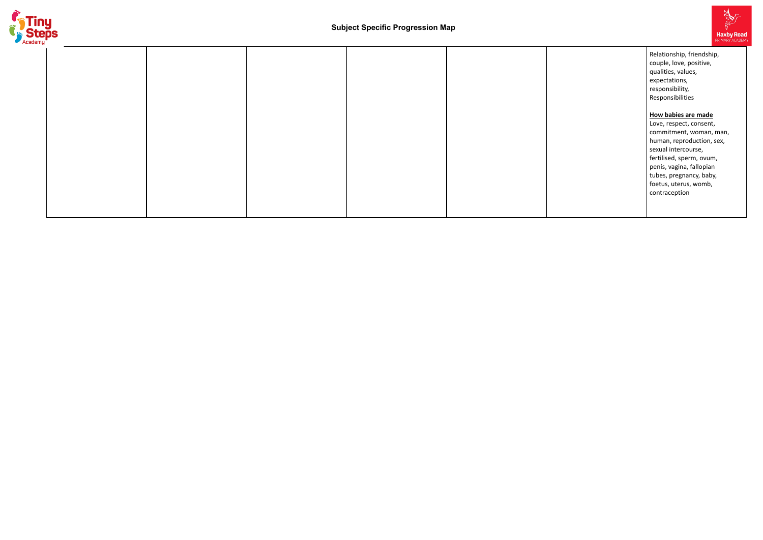## Subject Specific Progression Map

| | | | | | | |
|---|---|---|---|---|---|---|
| | | | | | | Relationship, friendship, couple, love, positive, qualities, values, expectations, responsibility, Responsibilities<br><br>**How babies are made**<br>Love, respect, consent, commitment, woman, man, human, reproduction, sex, sexual intercourse, fertilised, sperm, ovum, penis, vagina, fallopian tubes, pregnancy, baby, foetus, uterus, womb, contraception |